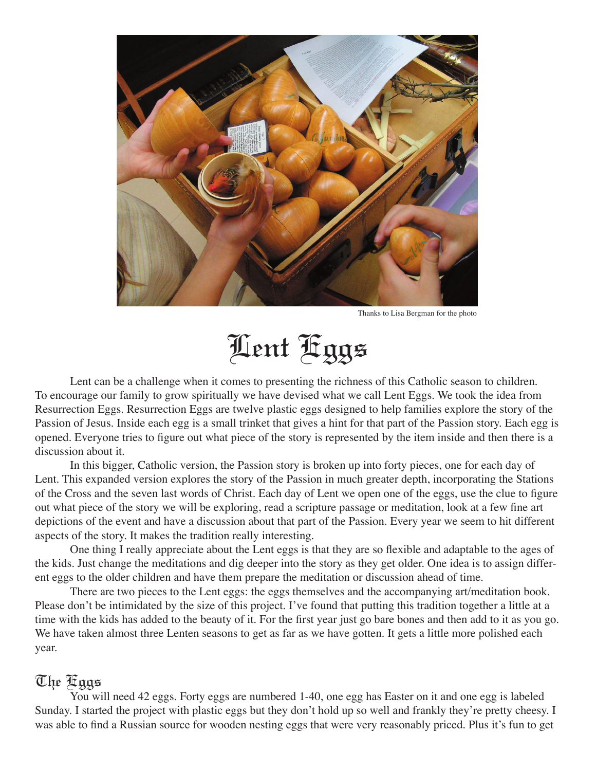Thanks to Lisa Bergman for the photo

# Lent Eggs

Lent can be a challenge when it comes to presenting the richness of this Catholic season to children. To encourage our family to grow spiritually we have devised what we call Lent Eggs. We took the idea from Resurrection Eggs. Resurrection Eggs are twelve plastic eggs designed to help families explore the story of the Passion of Jesus. Inside each egg is a small trinket that gives a hint for that part of the Passion story. Each egg is opened. Everyone tries to figure out what piece of the story is represented by the item inside and then there is a discussion about it.

In this bigger, Catholic version, the Passion story is broken up into forty pieces, one for each day of Lent. This expanded version explores the story of the Passion in much greater depth, incorporating the Stations of the Cross and the seven last words of Christ. Each day of Lent we open one of the eggs, use the clue to figure out what piece of the story we will be exploring, read a scripture passage or meditation, look at a few fine art depictions of the event and have a discussion about that part of the Passion. Every year we seem to hit different aspects of the story. It makes the tradition really interesting.

One thing I really appreciate about the Lent eggs is that they are so flexible and adaptable to the ages of the kids. Just change the meditations and dig deeper into the story as they get older. One idea is to assign different eggs to the older children and have them prepare the meditation or discussion ahead of time.

There are two pieces to the Lent eggs: the eggs themselves and the accompanying art/meditation book. Please don't be intimidated by the size of this project. I've found that putting this tradition together a little at a time with the kids has added to the beauty of it. For the first year just go bare bones and then add to it as you go. We have taken almost three Lenten seasons to get as far as we have gotten. It gets a little more polished each year.

## The Eggs

You will need 42 eggs. Forty eggs are numbered 1-40, one egg has Easter on it and one egg is labeled Sunday. I started the project with plastic eggs but they don't hold up so well and frankly they're pretty cheesy. I was able to find a Russian source for wooden nesting eggs that were very reasonably priced. Plus it's fun to get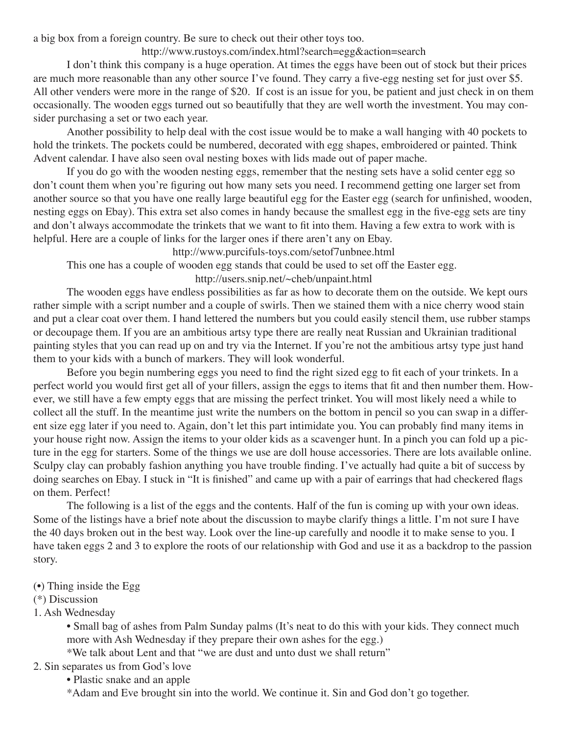a big box from a foreign country. Be sure to check out their other toys too.

http://www.rustoys.com/index.html?search=egg&action=search

I don't think this company is a huge operation. At times the eggs have been out of stock but their prices are much more reasonable than any other source I've found. They carry a five-egg nesting set for just over $5. All other venders were more in the range of $20. If cost is an issue for you, be patient and just check in on them occasionally. The wooden eggs turned out so beautifully that they are well worth the investment. You may consider purchasing a set or two each year.

Another possibility to help deal with the cost issue would be to make a wall hanging with 40 pockets to hold the trinkets. The pockets could be numbered, decorated with egg shapes, embroidered or painted. Think Advent calendar. I have also seen oval nesting boxes with lids made out of paper mache.

If you do go with the wooden nesting eggs, remember that the nesting sets have a solid center egg so don't count them when you're figuring out how many sets you need. I recommend getting one larger set from another source so that you have one really large beautiful egg for the Easter egg (search for unfinished, wooden, nesting eggs on Ebay). This extra set also comes in handy because the smallest egg in the five-egg sets are tiny and don't always accommodate the trinkets that we want to fit into them. Having a few extra to work with is helpful. Here are a couple of links for the larger ones if there aren't any on Ebay.

http://www.purcifuls-toys.com/setof7unbnee.html

This one has a couple of wooden egg stands that could be used to set off the Easter egg.

http://users.snip.net/~cheb/unpaint.html

The wooden eggs have endless possibilities as far as how to decorate them on the outside. We kept ours rather simple with a script number and a couple of swirls. Then we stained them with a nice cherry wood stain and put a clear coat over them. I hand lettered the numbers but you could easily stencil them, use rubber stamps or decoupage them. If you are an ambitious artsy type there are really neat Russian and Ukrainian traditional painting styles that you can read up on and try via the Internet. If you're not the ambitious artsy type just hand them to your kids with a bunch of markers. They will look wonderful.

Before you begin numbering eggs you need to find the right sized egg to fit each of your trinkets. In a perfect world you would first get all of your fillers, assign the eggs to items that fit and then number them. However, we still have a few empty eggs that are missing the perfect trinket. You will most likely need a while to collect all the stuff. In the meantime just write the numbers on the bottom in pencil so you can swap in a different size egg later if you need to. Again, don't let this part intimidate you. You can probably find many items in your house right now. Assign the items to your older kids as a scavenger hunt. In a pinch you can fold up a picture in the egg for starters. Some of the things we use are doll house accessories. There are lots available online. Sculpy clay can probably fashion anything you have trouble finding. I've actually had quite a bit of success by doing searches on Ebay. I stuck in "It is finished" and came up with a pair of earrings that had checkered flags on them. Perfect!

The following is a list of the eggs and the contents. Half of the fun is coming up with your own ideas. Some of the listings have a brief note about the discussion to maybe clarify things a little. I'm not sure I have the 40 days broken out in the best way. Look over the line-up carefully and noodle it to make sense to you. I have taken eggs 2 and 3 to explore the roots of our relationship with God and use it as a backdrop to the passion story.

(•) Thing inside the Egg
(*) Discussion

1. Ash Wednesday
   • Small bag of ashes from Palm Sunday palms (It's neat to do this with your kids. They connect much more with Ash Wednesday if they prepare their own ashes for the egg.)
   *We talk about Lent and that "we are dust and unto dust we shall return"
2. Sin separates us from God's love
   • Plastic snake and an apple
   *Adam and Eve brought sin into the world. We continue it. Sin and God don't go together.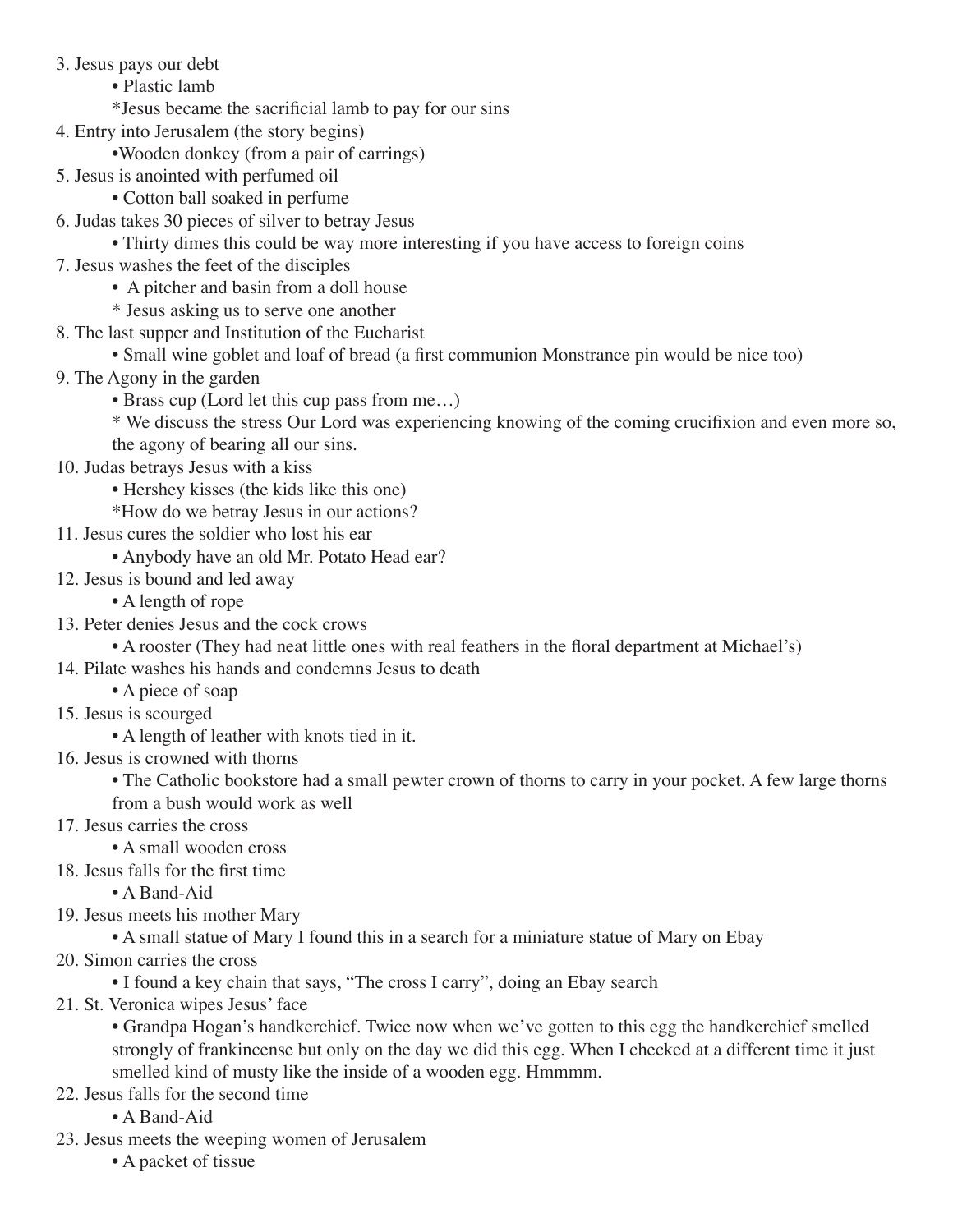3. Jesus pays our debt
    - Plastic lamb
    
    *Jesus became the sacrificial lamb to pay for our sins
4. Entry into Jerusalem (the story begins)
    - Wooden donkey (from a pair of earrings)
5. Jesus is anointed with perfumed oil
    - Cotton ball soaked in perfume
6. Judas takes 30 pieces of silver to betray Jesus
    - Thirty dimes this could be way more interesting if you have access to foreign coins
7. Jesus washes the feet of the disciples
    - A pitcher and basin from a doll house
    
    * Jesus asking us to serve one another
8. The last supper and Institution of the Eucharist
    - Small wine goblet and loaf of bread (a first communion Monstrance pin would be nice too)
9. The Agony in the garden
    - Brass cup (Lord let this cup pass from me…)
    
    * We discuss the stress Our Lord was experiencing knowing of the coming crucifixion and even more so, the agony of bearing all our sins.
10. Judas betrays Jesus with a kiss
    - Hershey kisses (the kids like this one)
    
    *How do we betray Jesus in our actions?
11. Jesus cures the soldier who lost his ear
    - Anybody have an old Mr. Potato Head ear?
12. Jesus is bound and led away
    - A length of rope
13. Peter denies Jesus and the cock crows
    - A rooster (They had neat little ones with real feathers in the floral department at Michael's)
14. Pilate washes his hands and condemns Jesus to death
    - A piece of soap
15. Jesus is scourged
    - A length of leather with knots tied in it.
16. Jesus is crowned with thorns
    - The Catholic bookstore had a small pewter crown of thorns to carry in your pocket. A few large thorns from a bush would work as well
17. Jesus carries the cross
    - A small wooden cross
18. Jesus falls for the first time
    - A Band-Aid
19. Jesus meets his mother Mary
    - A small statue of Mary I found this in a search for a miniature statue of Mary on Ebay
20. Simon carries the cross
    - I found a key chain that says, "The cross I carry", doing an Ebay search
21. St. Veronica wipes Jesus' face
    - Grandpa Hogan's handkerchief. Twice now when we've gotten to this egg the handkerchief smelled strongly of frankincense but only on the day we did this egg. When I checked at a different time it just smelled kind of musty like the inside of a wooden egg. Hmmmm.
22. Jesus falls for the second time
    - A Band-Aid
23. Jesus meets the weeping women of Jerusalem
    - A packet of tissue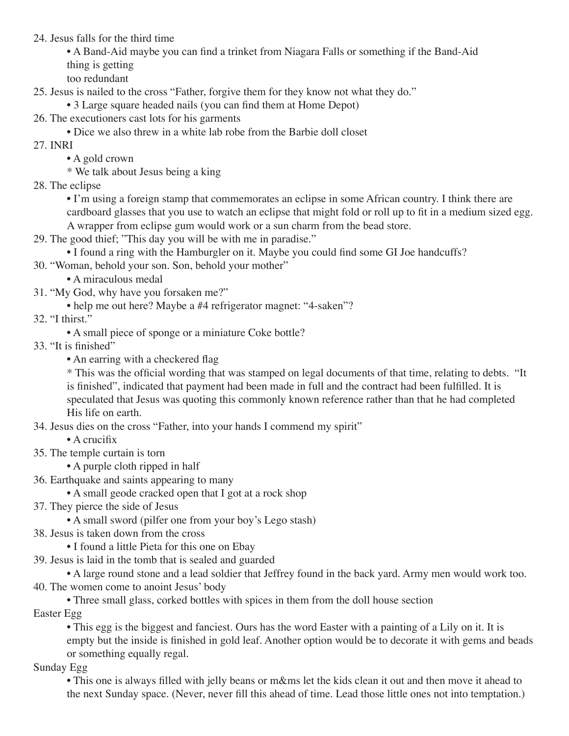24. Jesus falls for the third time
    - A Band-Aid maybe you can find a trinket from Niagara Falls or something if the Band-Aid thing is getting too redundant
25. Jesus is nailed to the cross "Father, forgive them for they know not what they do."
    - 3 Large square headed nails (you can find them at Home Depot)
26. The executioners cast lots for his garments
    - Dice we also threw in a white lab robe from the Barbie doll closet
27. INRI
    - A gold crown
    
    * We talk about Jesus being a king
28. The eclipse
    - I'm using a foreign stamp that commemorates an eclipse in some African country. I think there are cardboard glasses that you use to watch an eclipse that might fold or roll up to fit in a medium sized egg. A wrapper from eclipse gum would work or a sun charm from the bead store.
29. The good thief; "This day you will be with me in paradise."
    - I found a ring with the Hamburgler on it. Maybe you could find some GI Joe handcuffs?
30. "Woman, behold your son. Son, behold your mother"
    - A miraculous medal
31. "My God, why have you forsaken me?"
    - help me out here? Maybe a #4 refrigerator magnet: "4-saken"?
32. "I thirst."
    - A small piece of sponge or a miniature Coke bottle?
33. "It is finished"
    - An earring with a checkered flag
    
    * This was the official wording that was stamped on legal documents of that time, relating to debts. "It is finished", indicated that payment had been made in full and the contract had been fulfilled. It is speculated that Jesus was quoting this commonly known reference rather than that he had completed His life on earth.
34. Jesus dies on the cross "Father, into your hands I commend my spirit"
    - A crucifix
35. The temple curtain is torn
    - A purple cloth ripped in half
36. Earthquake and saints appearing to many
    - A small geode cracked open that I got at a rock shop
37. They pierce the side of Jesus
    - A small sword (pilfer one from your boy's Lego stash)
38. Jesus is taken down from the cross
    - I found a little Pieta for this one on Ebay
39. Jesus is laid in the tomb that is sealed and guarded
    - A large round stone and a lead soldier that Jeffrey found in the back yard. Army men would work too.
40. The women come to anoint Jesus' body
    - Three small glass, corked bottles with spices in them from the doll house section

Easter Egg

- This egg is the biggest and fanciest. Ours has the word Easter with a painting of a Lily on it. It is empty but the inside is finished in gold leaf. Another option would be to decorate it with gems and beads or something equally regal.

Sunday Egg

- This one is always filled with jelly beans or m&ms let the kids clean it out and then move it ahead to the next Sunday space. (Never, never fill this ahead of time. Lead those little ones not into temptation.)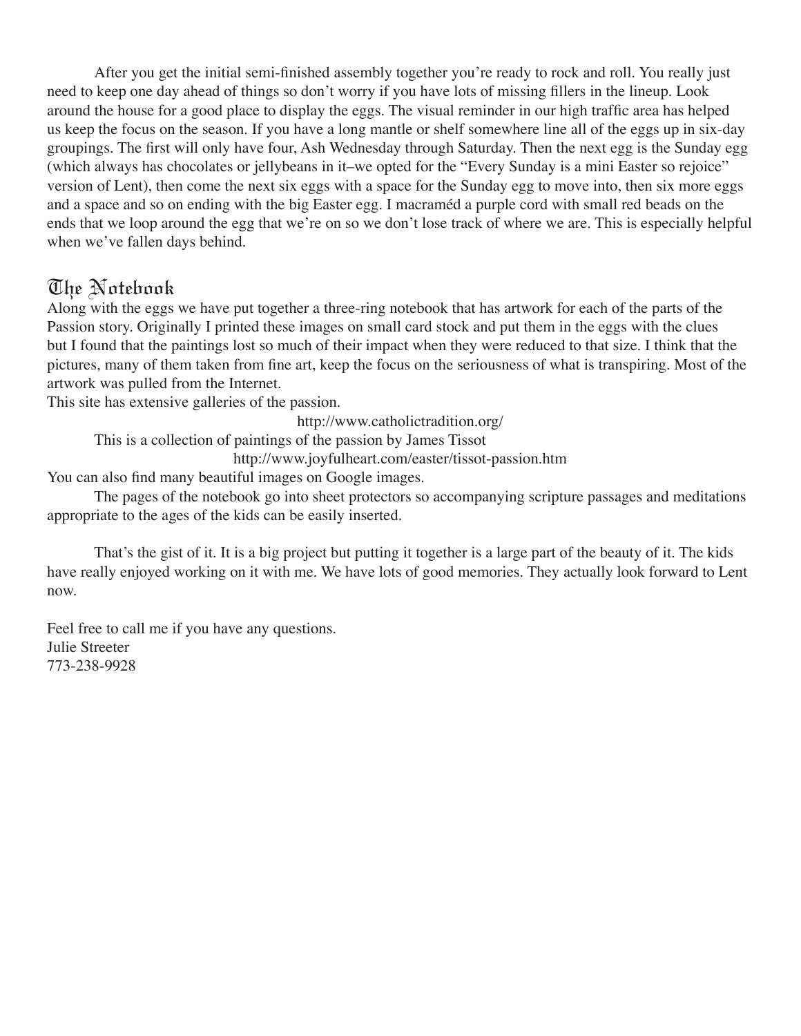After you get the initial semi-finished assembly together you're ready to rock and roll. You really just need to keep one day ahead of things so don't worry if you have lots of missing fillers in the lineup. Look around the house for a good place to display the eggs. The visual reminder in our high traffic area has helped us keep the focus on the season. If you have a long mantle or shelf somewhere line all of the eggs up in six-day groupings. The first will only have four, Ash Wednesday through Saturday. Then the next egg is the Sunday egg (which always has chocolates or jellybeans in it–we opted for the "Every Sunday is a mini Easter so rejoice" version of Lent), then come the next six eggs with a space for the Sunday egg to move into, then six more eggs and a space and so on ending with the big Easter egg. I macraméd a purple cord with small red beads on the ends that we loop around the egg that we're on so we don't lose track of where we are. This is especially helpful when we've fallen days behind.

## The Notebook

Along with the eggs we have put together a three-ring notebook that has artwork for each of the parts of the Passion story. Originally I printed these images on small card stock and put them in the eggs with the clues but I found that the paintings lost so much of their impact when they were reduced to that size. I think that the pictures, many of them taken from fine art, keep the focus on the seriousness of what is transpiring. Most of the artwork was pulled from the Internet.

This site has extensive galleries of the passion.

http://www.catholictradition.org/

This is a collection of paintings of the passion by James Tissot

http://www.joyfulheart.com/easter/tissot-passion.htm

You can also find many beautiful images on Google images.

The pages of the notebook go into sheet protectors so accompanying scripture passages and meditations appropriate to the ages of the kids can be easily inserted.

That's the gist of it. It is a big project but putting it together is a large part of the beauty of it. The kids have really enjoyed working on it with me. We have lots of good memories. They actually look forward to Lent now.

Feel free to call me if you have any questions.
Julie Streeter
773-238-9928